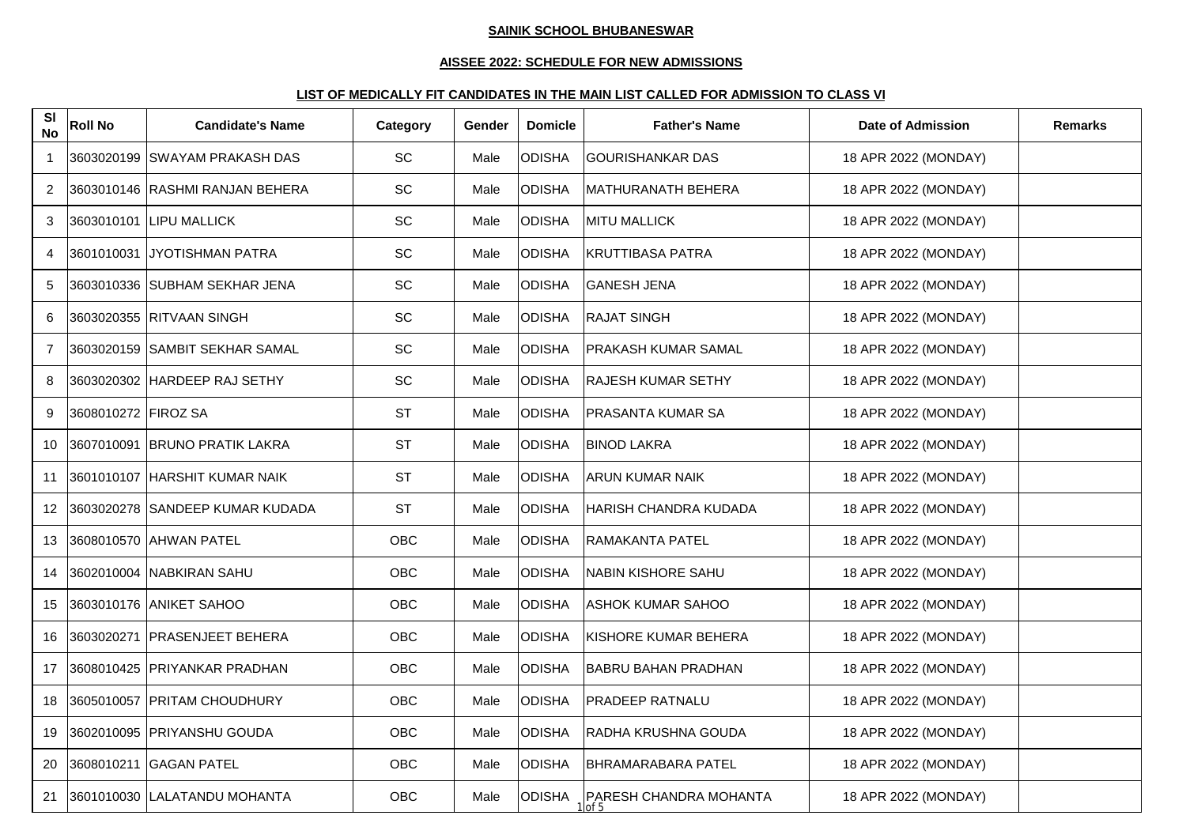**SAINIK SCHOOL BHUBANESWAR**

**AISSEE 2022: SCHEDULE FOR NEW ADMISSIONS**

**LIST OF MEDICALLY FIT CANDIDATES IN THE MAIN LIST CALLED FOR ADMISSION TO CLASS VI**

| Sl No | Roll No | Candidate's Name | Category | Gender | Domicle | Father's Name | Date of Admission | Remarks |
|---|---|---|---|---|---|---|---|---|
| 1 | 3603020199 | SWAYAM PRAKASH DAS | SC | Male | ODISHA | GOURISHANKAR DAS | 18 APR 2022 (MONDAY) | |
| 2 | 3603010146 | RASHMI RANJAN BEHERA | SC | Male | ODISHA | MATHURANATH BEHERA | 18 APR 2022 (MONDAY) | |
| 3 | 3603010101 | LIPU MALLICK | SC | Male | ODISHA | MITU MALLICK | 18 APR 2022 (MONDAY) | |
| 4 | 3601010031 | JYOTISHMAN PATRA | SC | Male | ODISHA | KRUTTIBASA PATRA | 18 APR 2022 (MONDAY) | |
| 5 | 3603010336 | SUBHAM SEKHAR JENA | SC | Male | ODISHA | GANESH JENA | 18 APR 2022 (MONDAY) | |
| 6 | 3603020355 | RITVAAN SINGH | SC | Male | ODISHA | RAJAT SINGH | 18 APR 2022 (MONDAY) | |
| 7 | 3603020159 | SAMBIT SEKHAR SAMAL | SC | Male | ODISHA | PRAKASH KUMAR SAMAL | 18 APR 2022 (MONDAY) | |
| 8 | 3603020302 | HARDEEP RAJ SETHY | SC | Male | ODISHA | RAJESH KUMAR SETHY | 18 APR 2022 (MONDAY) | |
| 9 | 3608010272 | FIROZ SA | ST | Male | ODISHA | PRASANTA KUMAR SA | 18 APR 2022 (MONDAY) | |
| 10 | 3607010091 | BRUNO PRATIK LAKRA | ST | Male | ODISHA | BINOD LAKRA | 18 APR 2022 (MONDAY) | |
| 11 | 3601010107 | HARSHIT KUMAR NAIK | ST | Male | ODISHA | ARUN KUMAR NAIK | 18 APR 2022 (MONDAY) | |
| 12 | 3603020278 | SANDEEP KUMAR KUDADA | ST | Male | ODISHA | HARISH CHANDRA KUDADA | 18 APR 2022 (MONDAY) | |
| 13 | 3608010570 | AHWAN PATEL | OBC | Male | ODISHA | RAMAKANTA PATEL | 18 APR 2022 (MONDAY) | |
| 14 | 3602010004 | NABKIRAN SAHU | OBC | Male | ODISHA | NABIN KISHORE SAHU | 18 APR 2022 (MONDAY) | |
| 15 | 3603010176 | ANIKET SAHOO | OBC | Male | ODISHA | ASHOK KUMAR SAHOO | 18 APR 2022 (MONDAY) | |
| 16 | 3603020271 | PRASENJEET BEHERA | OBC | Male | ODISHA | KISHORE KUMAR BEHERA | 18 APR 2022 (MONDAY) | |
| 17 | 3608010425 | PRIYANKAR PRADHAN | OBC | Male | ODISHA | BABRU BAHAN PRADHAN | 18 APR 2022 (MONDAY) | |
| 18 | 3605010057 | PRITAM CHOUDHURY | OBC | Male | ODISHA | PRADEEP RATNALU | 18 APR 2022 (MONDAY) | |
| 19 | 3602010095 | PRIYANSHU GOUDA | OBC | Male | ODISHA | RADHA KRUSHNA GOUDA | 18 APR 2022 (MONDAY) | |
| 20 | 3608010211 | GAGAN PATEL | OBC | Male | ODISHA | BHRAMARABARA PATEL | 18 APR 2022 (MONDAY) | |
| 21 | 3601010030 | LALATANDU MOHANTA | OBC | Male | ODISHA | PARESH CHANDRA MOHANTA | 18 APR 2022 (MONDAY) | |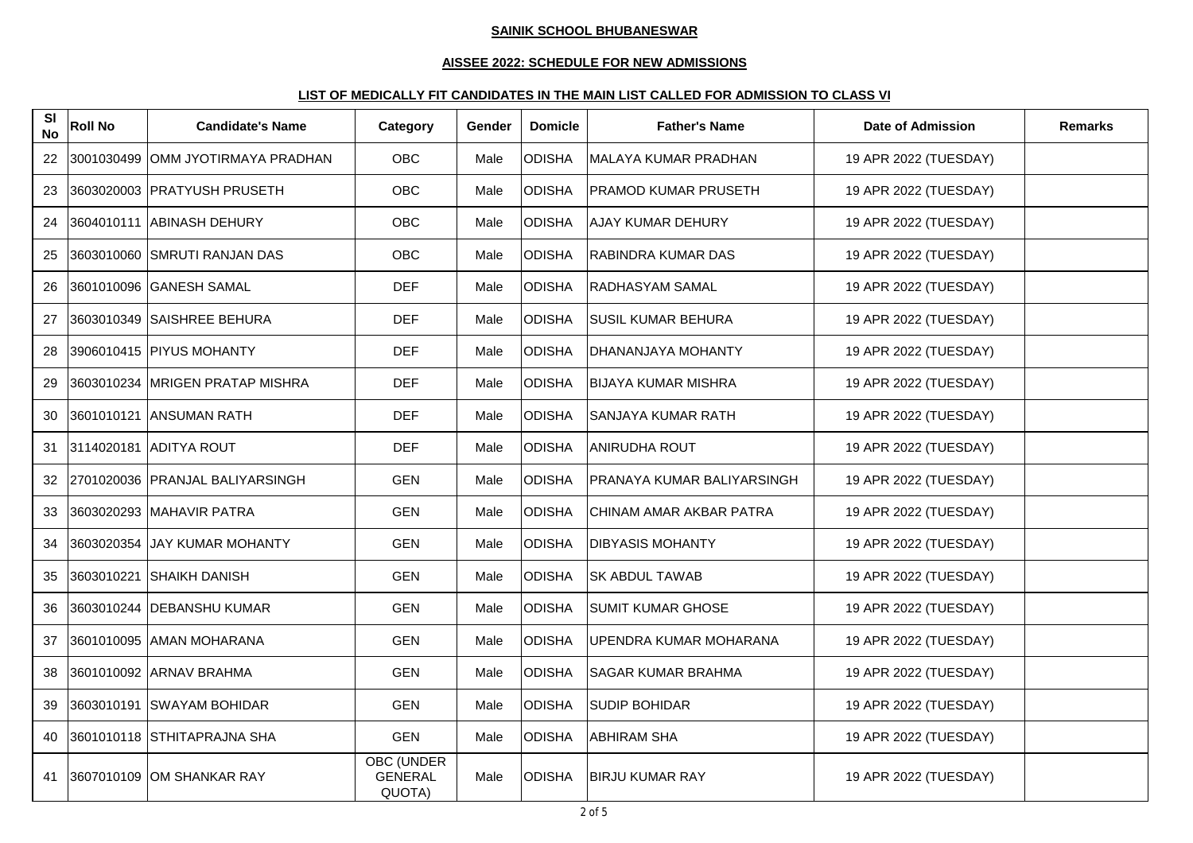**SAINIK SCHOOL BHUBANESWAR**

**AISSEE 2022: SCHEDULE FOR NEW ADMISSIONS**

**LIST OF MEDICALLY FIT CANDIDATES IN THE MAIN LIST CALLED FOR ADMISSION TO CLASS VI**

| Sl No | Roll No | Candidate's Name | Category | Gender | Domicle | Father's Name | Date of Admission | Remarks |
|---|---|---|---|---|---|---|---|---|
| 22 | 3001030499 | OMM JYOTIRMAYA PRADHAN | OBC | Male | ODISHA | MALAYA KUMAR PRADHAN | 19 APR 2022 (TUESDAY) | |
| 23 | 3603020003 | PRATYUSH PRUSETH | OBC | Male | ODISHA | PRAMOD KUMAR PRUSETH | 19 APR 2022 (TUESDAY) | |
| 24 | 3604010111 | ABINASH DEHURY | OBC | Male | ODISHA | AJAY KUMAR DEHURY | 19 APR 2022 (TUESDAY) | |
| 25 | 3603010060 | SMRUTI RANJAN DAS | OBC | Male | ODISHA | RABINDRA KUMAR DAS | 19 APR 2022 (TUESDAY) | |
| 26 | 3601010096 | GANESH SAMAL | DEF | Male | ODISHA | RADHASYAM SAMAL | 19 APR 2022 (TUESDAY) | |
| 27 | 3603010349 | SAISHREE BEHURA | DEF | Male | ODISHA | SUSIL KUMAR BEHURA | 19 APR 2022 (TUESDAY) | |
| 28 | 3906010415 | PIYUS MOHANTY | DEF | Male | ODISHA | DHANANJAYA MOHANTY | 19 APR 2022 (TUESDAY) | |
| 29 | 3603010234 | MRIGEN PRATAP MISHRA | DEF | Male | ODISHA | BIJAYA KUMAR MISHRA | 19 APR 2022 (TUESDAY) | |
| 30 | 3601010121 | ANSUMAN RATH | DEF | Male | ODISHA | SANJAYA KUMAR RATH | 19 APR 2022 (TUESDAY) | |
| 31 | 3114020181 | ADITYA ROUT | DEF | Male | ODISHA | ANIRUDHA ROUT | 19 APR 2022 (TUESDAY) | |
| 32 | 2701020036 | PRANJAL BALIYARSINGH | GEN | Male | ODISHA | PRANAYA KUMAR BALIYARSINGH | 19 APR 2022 (TUESDAY) | |
| 33 | 3603020293 | MAHAVIR PATRA | GEN | Male | ODISHA | CHINAM AMAR AKBAR PATRA | 19 APR 2022 (TUESDAY) | |
| 34 | 3603020354 | JAY KUMAR MOHANTY | GEN | Male | ODISHA | DIBYASIS MOHANTY | 19 APR 2022 (TUESDAY) | |
| 35 | 3603010221 | SHAIKH DANISH | GEN | Male | ODISHA | SK ABDUL TAWAB | 19 APR 2022 (TUESDAY) | |
| 36 | 3603010244 | DEBANSHU KUMAR | GEN | Male | ODISHA | SUMIT KUMAR GHOSE | 19 APR 2022 (TUESDAY) | |
| 37 | 3601010095 | AMAN MOHARANA | GEN | Male | ODISHA | UPENDRA KUMAR MOHARANA | 19 APR 2022 (TUESDAY) | |
| 38 | 3601010092 | ARNAV BRAHMA | GEN | Male | ODISHA | SAGAR KUMAR BRAHMA | 19 APR 2022 (TUESDAY) | |
| 39 | 3603010191 | SWAYAM BOHIDAR | GEN | Male | ODISHA | SUDIP BOHIDAR | 19 APR 2022 (TUESDAY) | |
| 40 | 3601010118 | STHITAPRAJNA SHA | GEN | Male | ODISHA | ABHIRAM SHA | 19 APR 2022 (TUESDAY) | |
| 41 | 3607010109 | OM SHANKAR RAY | OBC (UNDER GENERAL QUOTA) | Male | ODISHA | BIRJU KUMAR RAY | 19 APR 2022 (TUESDAY) | |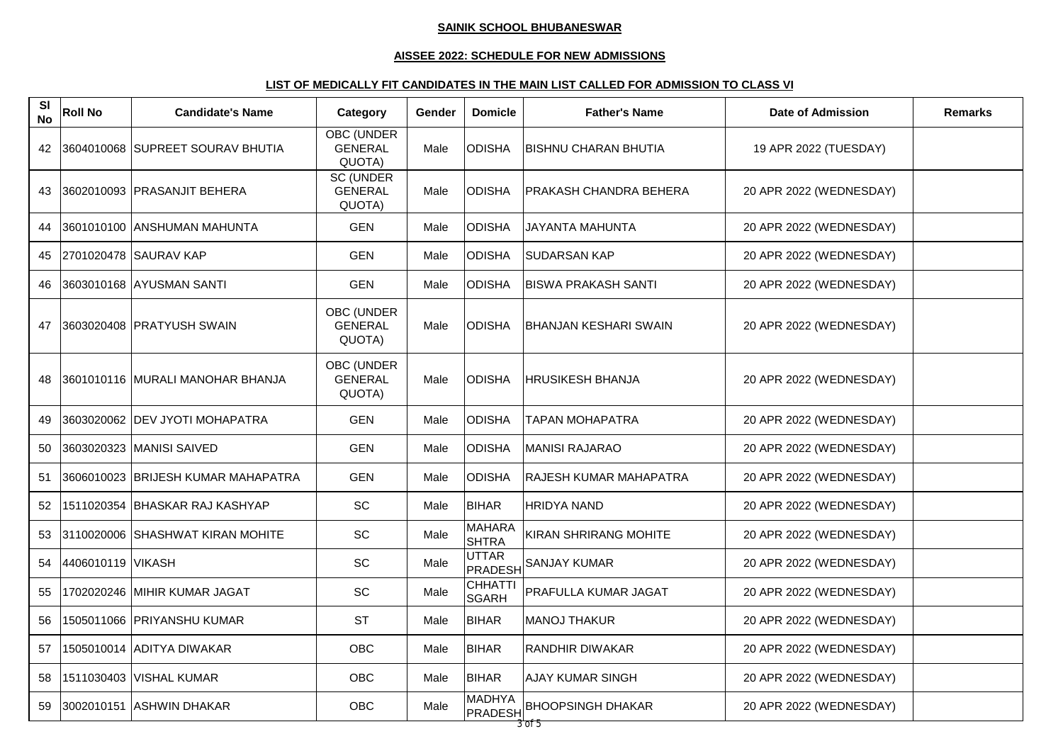**SAINIK SCHOOL BHUBANESWAR**

**AISSEE 2022: SCHEDULE FOR NEW ADMISSIONS**

**LIST OF MEDICALLY FIT CANDIDATES IN THE MAIN LIST CALLED FOR ADMISSION TO CLASS VI**

| Sl No | Roll No | Candidate's Name | Category | Gender | Domicile | Father's Name | Date of Admission | Remarks |
|---|---|---|---|---|---|---|---|---|
| 42 | 3604010068 | SUPREET SOURAV BHUTIA | OBC (UNDER GENERAL QUOTA) | Male | ODISHA | BISHNU CHARAN BHUTIA | 19 APR 2022 (TUESDAY) | |
| 43 | 3602010093 | PRASANJIT BEHERA | SC (UNDER GENERAL QUOTA) | Male | ODISHA | PRAKASH CHANDRA BEHERA | 20 APR 2022 (WEDNESDAY) | |
| 44 | 3601010100 | ANSHUMAN MAHUNTA | GEN | Male | ODISHA | JAYANTA MAHUNTA | 20 APR 2022 (WEDNESDAY) | |
| 45 | 2701020478 | SAURAV KAP | GEN | Male | ODISHA | SUDARSAN KAP | 20 APR 2022 (WEDNESDAY) | |
| 46 | 3603010168 | AYUSMAN SANTI | GEN | Male | ODISHA | BISWA PRAKASH SANTI | 20 APR 2022 (WEDNESDAY) | |
| 47 | 3603020408 | PRATYUSH SWAIN | OBC (UNDER GENERAL QUOTA) | Male | ODISHA | BHANJAN KESHARI SWAIN | 20 APR 2022 (WEDNESDAY) | |
| 48 | 3601010116 | MURALI MANOHAR BHANJA | OBC (UNDER GENERAL QUOTA) | Male | ODISHA | HRUSIKESH BHANJA | 20 APR 2022 (WEDNESDAY) | |
| 49 | 3603020062 | DEV JYOTI MOHAPATRA | GEN | Male | ODISHA | TAPAN MOHAPATRA | 20 APR 2022 (WEDNESDAY) | |
| 50 | 3603020323 | MANISI SAIVED | GEN | Male | ODISHA | MANISI RAJARAO | 20 APR 2022 (WEDNESDAY) | |
| 51 | 3606010023 | BRIJESH KUMAR MAHAPATRA | GEN | Male | ODISHA | RAJESH KUMAR MAHAPATRA | 20 APR 2022 (WEDNESDAY) | |
| 52 | 1511020354 | BHASKAR RAJ KASHYAP | SC | Male | BIHAR | HRIDYA NAND | 20 APR 2022 (WEDNESDAY) | |
| 53 | 3110020006 | SHASHWAT KIRAN MOHITE | SC | Male | MAHARASHTRA | KIRAN SHRIRANG MOHITE | 20 APR 2022 (WEDNESDAY) | |
| 54 | 4406010119 | VIKASH | SC | Male | UTTAR PRADESH | SANJAY KUMAR | 20 APR 2022 (WEDNESDAY) | |
| 55 | 1702020246 | MIHIR KUMAR JAGAT | SC | Male | CHHATTISGARH | PRAFULLA KUMAR JAGAT | 20 APR 2022 (WEDNESDAY) | |
| 56 | 1505011066 | PRIYANSHU KUMAR | ST | Male | BIHAR | MANOJ THAKUR | 20 APR 2022 (WEDNESDAY) | |
| 57 | 1505010014 | ADITYA DIWAKAR | OBC | Male | BIHAR | RANDHIR DIWAKAR | 20 APR 2022 (WEDNESDAY) | |
| 58 | 1511030403 | VISHAL KUMAR | OBC | Male | BIHAR | AJAY KUMAR SINGH | 20 APR 2022 (WEDNESDAY) | |
| 59 | 3002010151 | ASHWIN DHAKAR | OBC | Male | MADHYA PRADESH | BHOOPSINGH DHAKAR | 20 APR 2022 (WEDNESDAY) | |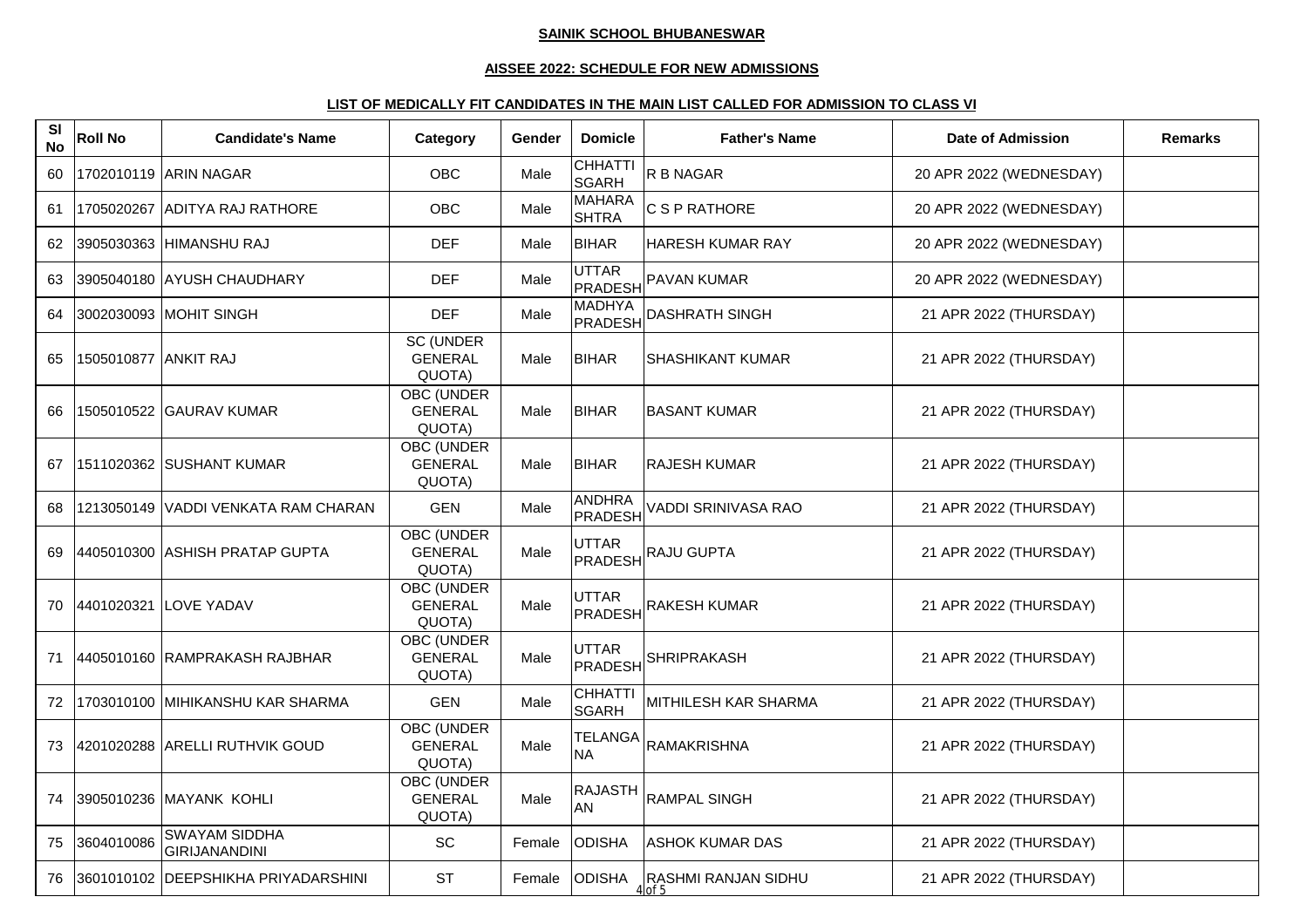**SAINIK SCHOOL BHUBANESWAR**

**AISSEE 2022: SCHEDULE FOR NEW ADMISSIONS**

**LIST OF MEDICALLY FIT CANDIDATES IN THE MAIN LIST CALLED FOR ADMISSION TO CLASS VI**

| Sl No | Roll No | Candidate's Name | Category | Gender | Domicile | Father's Name | Date of Admission | Remarks |
|---|---|---|---|---|---|---|---|---|
| 60 | 1702010119 | ARIN NAGAR | OBC | Male | CHHATTISGARH | R B NAGAR | 20 APR 2022 (WEDNESDAY) | |
| 61 | 1705020267 | ADITYA RAJ RATHORE | OBC | Male | MAHARASHTRA | C S P RATHORE | 20 APR 2022 (WEDNESDAY) | |
| 62 | 3905030363 | HIMANSHU RAJ | DEF | Male | BIHAR | HARESH KUMAR RAY | 20 APR 2022 (WEDNESDAY) | |
| 63 | 3905040180 | AYUSH CHAUDHARY | DEF | Male | UTTAR PRADESH | PAVAN KUMAR | 20 APR 2022 (WEDNESDAY) | |
| 64 | 3002030093 | MOHIT SINGH | DEF | Male | MADHYA PRADESH | DASHRATH SINGH | 21 APR 2022 (THURSDAY) | |
| 65 | 1505010877 | ANKIT RAJ | SC (UNDER GENERAL QUOTA) | Male | BIHAR | SHASHIKANT KUMAR | 21 APR 2022 (THURSDAY) | |
| 66 | 1505010522 | GAURAV KUMAR | OBC (UNDER GENERAL QUOTA) | Male | BIHAR | BASANT KUMAR | 21 APR 2022 (THURSDAY) | |
| 67 | 1511020362 | SUSHANT KUMAR | OBC (UNDER GENERAL QUOTA) | Male | BIHAR | RAJESH KUMAR | 21 APR 2022 (THURSDAY) | |
| 68 | 1213050149 | VADDI VENKATA RAM CHARAN | GEN | Male | ANDHRA PRADESH | VADDI SRINIVASA RAO | 21 APR 2022 (THURSDAY) | |
| 69 | 4405010300 | ASHISH PRATAP GUPTA | OBC (UNDER GENERAL QUOTA) | Male | UTTAR PRADESH | RAJU GUPTA | 21 APR 2022 (THURSDAY) | |
| 70 | 4401020321 | LOVE YADAV | OBC (UNDER GENERAL QUOTA) | Male | UTTAR PRADESH | RAKESH KUMAR | 21 APR 2022 (THURSDAY) | |
| 71 | 4405010160 | RAMPRAKASH RAJBHAR | OBC (UNDER GENERAL QUOTA) | Male | UTTAR PRADESH | SHRIPRAKASH | 21 APR 2022 (THURSDAY) | |
| 72 | 1703010100 | MIHIKANSHU KAR SHARMA | GEN | Male | CHHATTISGARH | MITHILESH KAR SHARMA | 21 APR 2022 (THURSDAY) | |
| 73 | 4201020288 | ARELLI RUTHVIK GOUD | OBC (UNDER GENERAL QUOTA) | Male | TELANGANA | RAMAKRISHNA | 21 APR 2022 (THURSDAY) | |
| 74 | 3905010236 | MAYANK KOHLI | OBC (UNDER GENERAL QUOTA) | Male | RAJASTHAN | RAMPAL SINGH | 21 APR 2022 (THURSDAY) | |
| 75 | 3604010086 | SWAYAM SIDDHA GIRIJANANDINI | SC | Female | ODISHA | ASHOK KUMAR DAS | 21 APR 2022 (THURSDAY) | |
| 76 | 3601010102 | DEEPSHIKHA PRIYADARSHINI | ST | Female | ODISHA | RASHMI RANJAN SIDHU | 21 APR 2022 (THURSDAY) | |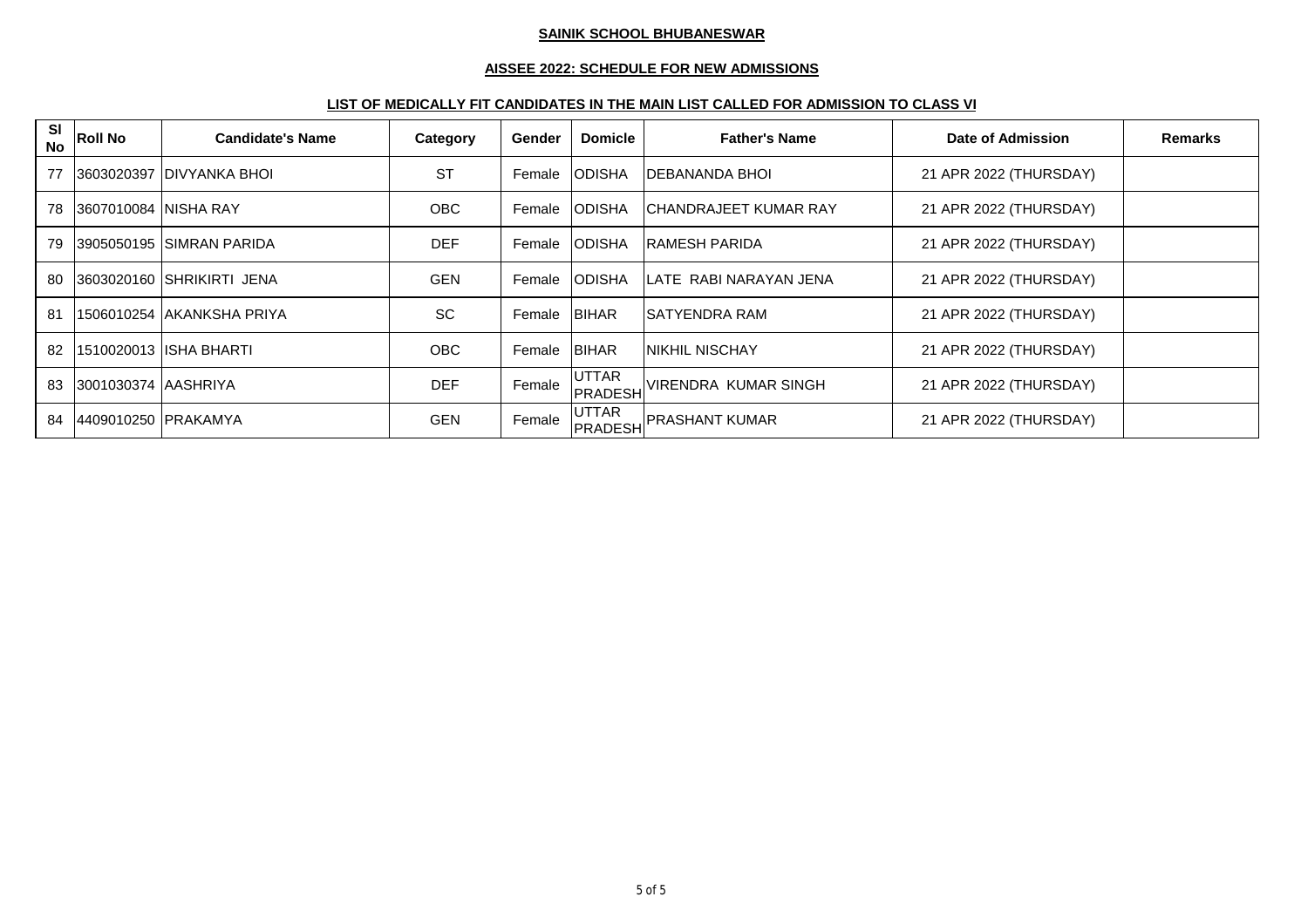**SAINIK SCHOOL BHUBANESWAR**

**AISSEE 2022: SCHEDULE FOR NEW ADMISSIONS**

**LIST OF MEDICALLY FIT CANDIDATES IN THE MAIN LIST CALLED FOR ADMISSION TO CLASS VI**

| Sl No | Roll No | Candidate's Name | Category | Gender | Domicile | Father's Name | Date of Admission | Remarks |
|---|---|---|---|---|---|---|---|---|
| 77 | 3603020397 | DIVYANKA BHOI | ST | Female | ODISHA | DEBANANDA BHOI | 21 APR 2022 (THURSDAY) | |
| 78 | 3607010084 | NISHA RAY | OBC | Female | ODISHA | CHANDRAJEET KUMAR RAY | 21 APR 2022 (THURSDAY) | |
| 79 | 3905050195 | SIMRAN PARIDA | DEF | Female | ODISHA | RAMESH PARIDA | 21 APR 2022 (THURSDAY) | |
| 80 | 3603020160 | SHRIKIRTI JENA | GEN | Female | ODISHA | LATE RABI NARAYAN JENA | 21 APR 2022 (THURSDAY) | |
| 81 | 1506010254 | AKANKSHA PRIYA | SC | Female | BIHAR | SATYENDRA RAM | 21 APR 2022 (THURSDAY) | |
| 82 | 1510020013 | ISHA BHARTI | OBC | Female | BIHAR | NIKHIL NISCHAY | 21 APR 2022 (THURSDAY) | |
| 83 | 3001030374 | AASHRIYA | DEF | Female | UTTAR PRADESH | VIRENDRA KUMAR SINGH | 21 APR 2022 (THURSDAY) | |
| 84 | 4409010250 | PRAKAMYA | GEN | Female | UTTAR PRADESH | PRASHANT KUMAR | 21 APR 2022 (THURSDAY) | |